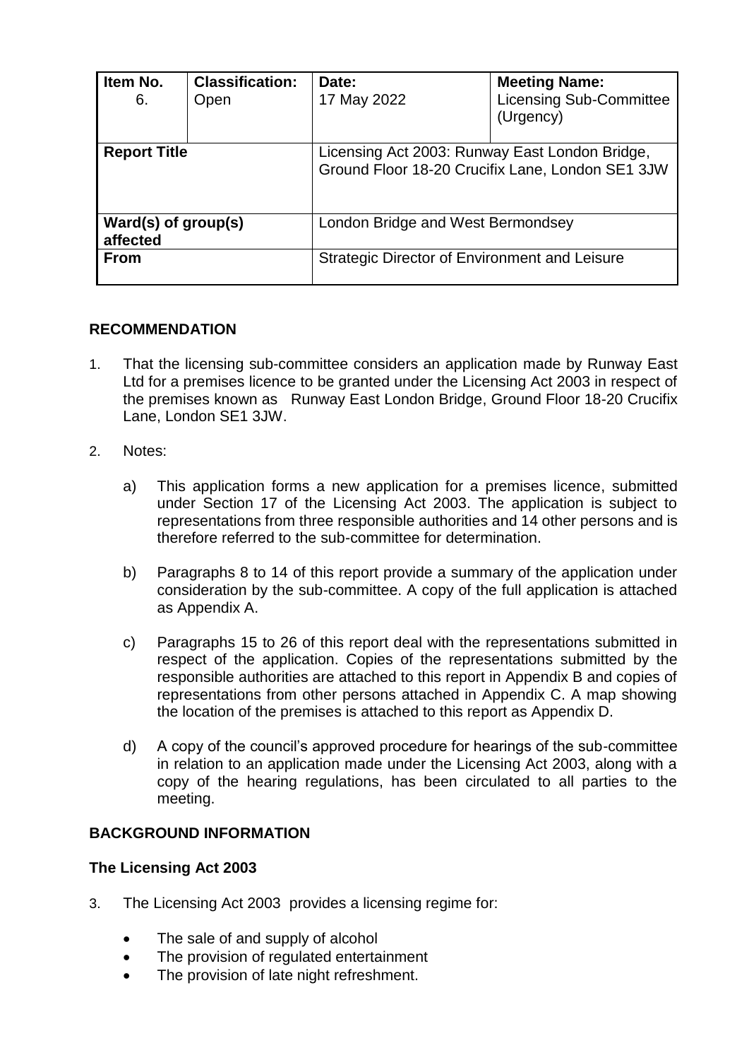| Item No. 6. | Classification: Open | Date: 17 May 2022 | Meeting Name: Licensing Sub-Committee (Urgency) |
|---|---|---|---|
| **Report Title** | | Licensing Act 2003: Runway East London Bridge, Ground Floor 18-20 Crucifix Lane, London SE1 3JW | |
| **Ward(s) of group(s) affected** | | London Bridge and West Bermondsey | |
| **From** | | Strategic Director of Environment and Leisure | |

## RECOMMENDATION

1. That the licensing sub-committee considers an application made by Runway East Ltd for a premises licence to be granted under the Licensing Act 2003 in respect of the premises known as Runway East London Bridge, Ground Floor 18-20 Crucifix Lane, London SE1 3JW.

2. Notes:

   a) This application forms a new application for a premises licence, submitted under Section 17 of the Licensing Act 2003. The application is subject to representations from three responsible authorities and 14 other persons and is therefore referred to the sub-committee for determination.

   b) Paragraphs 8 to 14 of this report provide a summary of the application under consideration by the sub-committee. A copy of the full application is attached as Appendix A.

   c) Paragraphs 15 to 26 of this report deal with the representations submitted in respect of the application. Copies of the representations submitted by the responsible authorities are attached to this report in Appendix B and copies of representations from other persons attached in Appendix C. A map showing the location of the premises is attached to this report as Appendix D.

   d) A copy of the council's approved procedure for hearings of the sub-committee in relation to an application made under the Licensing Act 2003, along with a copy of the hearing regulations, has been circulated to all parties to the meeting.

## BACKGROUND INFORMATION

### The Licensing Act 2003

3. The Licensing Act 2003 provides a licensing regime for:

   - The sale of and supply of alcohol
   - The provision of regulated entertainment
   - The provision of late night refreshment.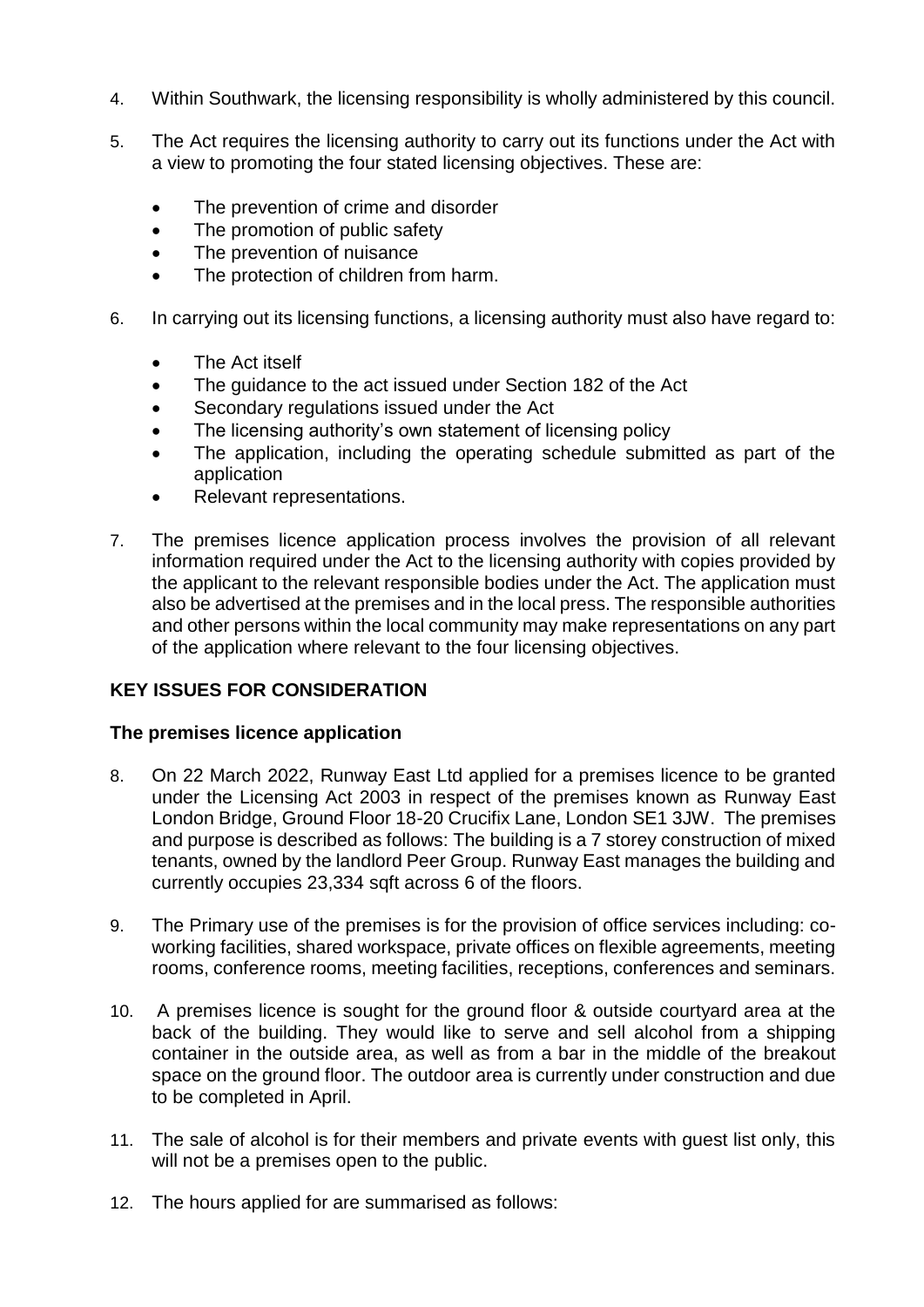4. Within Southwark, the licensing responsibility is wholly administered by this council.

5. The Act requires the licensing authority to carry out its functions under the Act with a view to promoting the four stated licensing objectives. These are:

   - The prevention of crime and disorder
   - The promotion of public safety
   - The prevention of nuisance
   - The protection of children from harm.

6. In carrying out its licensing functions, a licensing authority must also have regard to:

   - The Act itself
   - The guidance to the act issued under Section 182 of the Act
   - Secondary regulations issued under the Act
   - The licensing authority's own statement of licensing policy
   - The application, including the operating schedule submitted as part of the application
   - Relevant representations.

7. The premises licence application process involves the provision of all relevant information required under the Act to the licensing authority with copies provided by the applicant to the relevant responsible bodies under the Act. The application must also be advertised at the premises and in the local press. The responsible authorities and other persons within the local community may make representations on any part of the application where relevant to the four licensing objectives.

## KEY ISSUES FOR CONSIDERATION

### The premises licence application

8. On 22 March 2022, Runway East Ltd applied for a premises licence to be granted under the Licensing Act 2003 in respect of the premises known as Runway East London Bridge, Ground Floor 18-20 Crucifix Lane, London SE1 3JW. The premises and purpose is described as follows: The building is a 7 storey construction of mixed tenants, owned by the landlord Peer Group. Runway East manages the building and currently occupies 23,334 sqft across 6 of the floors.

9. The Primary use of the premises is for the provision of office services including: co-working facilities, shared workspace, private offices on flexible agreements, meeting rooms, conference rooms, meeting facilities, receptions, conferences and seminars.

10. A premises licence is sought for the ground floor & outside courtyard area at the back of the building. They would like to serve and sell alcohol from a shipping container in the outside area, as well as from a bar in the middle of the breakout space on the ground floor. The outdoor area is currently under construction and due to be completed in April.

11. The sale of alcohol is for their members and private events with guest list only, this will not be a premises open to the public.

12. The hours applied for are summarised as follows: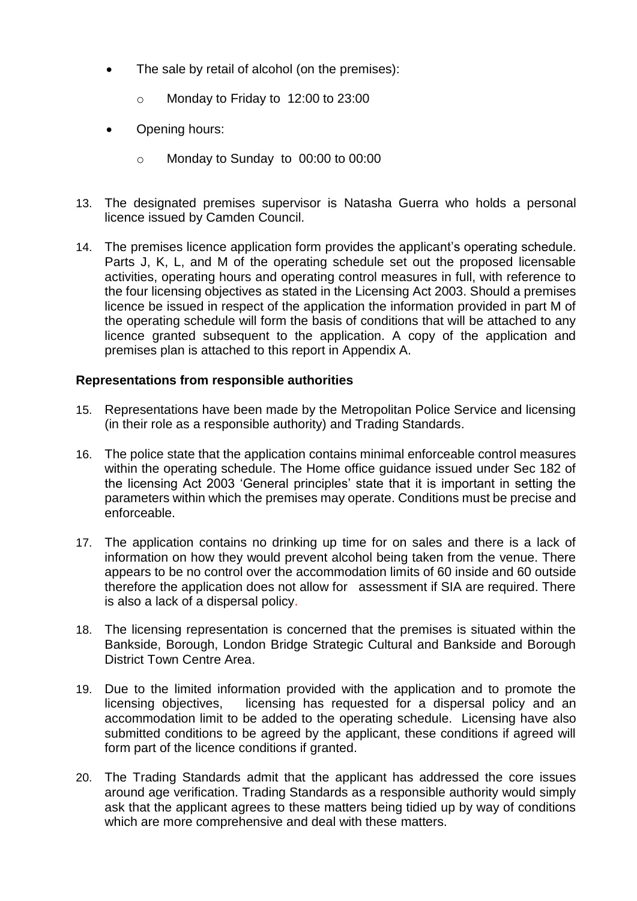- The sale by retail of alcohol (on the premises):
    - Monday to Friday to 12:00 to 23:00
- Opening hours:
    - Monday to Sunday to 00:00 to 00:00

13. The designated premises supervisor is Natasha Guerra who holds a personal licence issued by Camden Council.

14. The premises licence application form provides the applicant's operating schedule. Parts J, K, L, and M of the operating schedule set out the proposed licensable activities, operating hours and operating control measures in full, with reference to the four licensing objectives as stated in the Licensing Act 2003. Should a premises licence be issued in respect of the application the information provided in part M of the operating schedule will form the basis of conditions that will be attached to any licence granted subsequent to the application. A copy of the application and premises plan is attached to this report in Appendix A.

**Representations from responsible authorities**

15. Representations have been made by the Metropolitan Police Service and licensing (in their role as a responsible authority) and Trading Standards.

16. The police state that the application contains minimal enforceable control measures within the operating schedule. The Home office guidance issued under Sec 182 of the licensing Act 2003 'General principles' state that it is important in setting the parameters within which the premises may operate. Conditions must be precise and enforceable.

17. The application contains no drinking up time for on sales and there is a lack of information on how they would prevent alcohol being taken from the venue. There appears to be no control over the accommodation limits of 60 inside and 60 outside therefore the application does not allow for assessment if SIA are required. There is also a lack of a dispersal policy.

18. The licensing representation is concerned that the premises is situated within the Bankside, Borough, London Bridge Strategic Cultural and Bankside and Borough District Town Centre Area.

19. Due to the limited information provided with the application and to promote the licensing objectives, licensing has requested for a dispersal policy and an accommodation limit to be added to the operating schedule. Licensing have also submitted conditions to be agreed by the applicant, these conditions if agreed will form part of the licence conditions if granted.

20. The Trading Standards admit that the applicant has addressed the core issues around age verification. Trading Standards as a responsible authority would simply ask that the applicant agrees to these matters being tidied up by way of conditions which are more comprehensive and deal with these matters.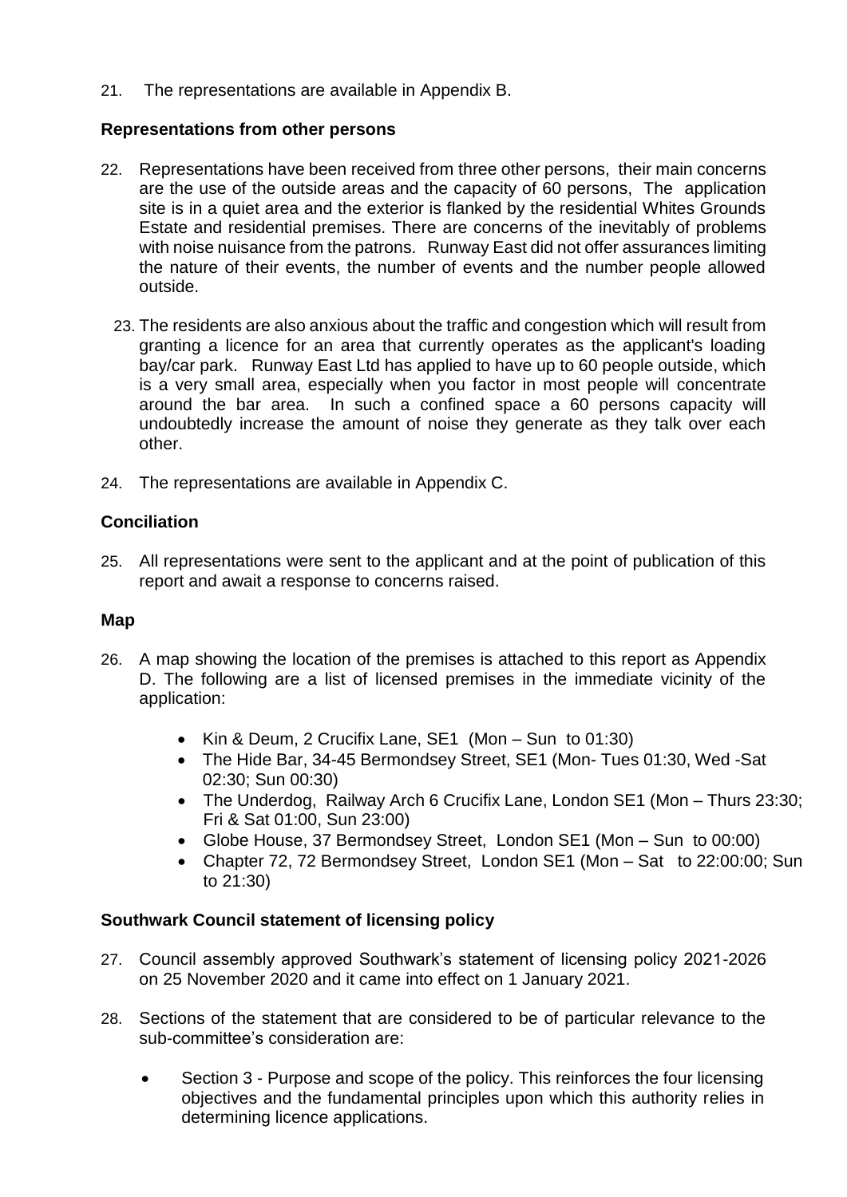21. The representations are available in Appendix B.

**Representations from other persons**

22. Representations have been received from three other persons, their main concerns are the use of the outside areas and the capacity of 60 persons, The application site is in a quiet area and the exterior is flanked by the residential Whites Grounds Estate and residential premises. There are concerns of the inevitably of problems with noise nuisance from the patrons. Runway East did not offer assurances limiting the nature of their events, the number of events and the number people allowed outside.

23. The residents are also anxious about the traffic and congestion which will result from granting a licence for an area that currently operates as the applicant's loading bay/car park. Runway East Ltd has applied to have up to 60 people outside, which is a very small area, especially when you factor in most people will concentrate around the bar area. In such a confined space a 60 persons capacity will undoubtedly increase the amount of noise they generate as they talk over each other.

24. The representations are available in Appendix C.

**Conciliation**

25. All representations were sent to the applicant and at the point of publication of this report and await a response to concerns raised.

**Map**

26. A map showing the location of the premises is attached to this report as Appendix D. The following are a list of licensed premises in the immediate vicinity of the application:

- Kin & Deum, 2 Crucifix Lane, SE1 (Mon – Sun to 01:30)
- The Hide Bar, 34-45 Bermondsey Street, SE1 (Mon- Tues 01:30, Wed -Sat 02:30; Sun 00:30)
- The Underdog, Railway Arch 6 Crucifix Lane, London SE1 (Mon – Thurs 23:30; Fri & Sat 01:00, Sun 23:00)
- Globe House, 37 Bermondsey Street, London SE1 (Mon – Sun to 00:00)
- Chapter 72, 72 Bermondsey Street, London SE1 (Mon – Sat to 22:00:00; Sun to 21:30)

**Southwark Council statement of licensing policy**

27. Council assembly approved Southwark's statement of licensing policy 2021-2026 on 25 November 2020 and it came into effect on 1 January 2021.

28. Sections of the statement that are considered to be of particular relevance to the sub-committee's consideration are:

- Section 3 - Purpose and scope of the policy. This reinforces the four licensing objectives and the fundamental principles upon which this authority relies in determining licence applications.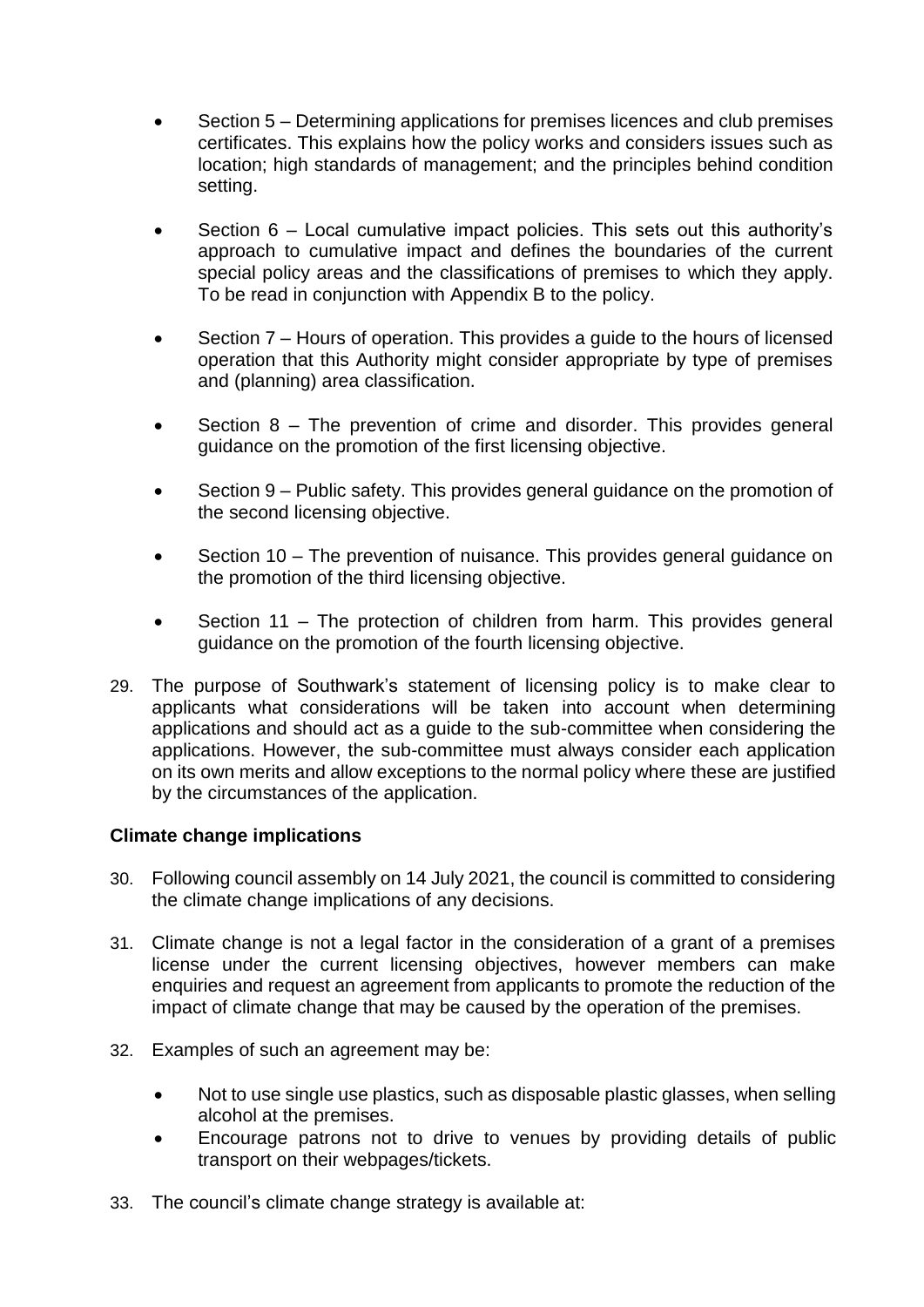- Section 5 – Determining applications for premises licences and club premises certificates. This explains how the policy works and considers issues such as location; high standards of management; and the principles behind condition setting.

- Section 6 – Local cumulative impact policies. This sets out this authority's approach to cumulative impact and defines the boundaries of the current special policy areas and the classifications of premises to which they apply. To be read in conjunction with Appendix B to the policy.

- Section 7 – Hours of operation. This provides a guide to the hours of licensed operation that this Authority might consider appropriate by type of premises and (planning) area classification.

- Section 8 – The prevention of crime and disorder. This provides general guidance on the promotion of the first licensing objective.

- Section 9 – Public safety. This provides general guidance on the promotion of the second licensing objective.

- Section 10 – The prevention of nuisance. This provides general guidance on the promotion of the third licensing objective.

- Section 11 – The protection of children from harm. This provides general guidance on the promotion of the fourth licensing objective.

29. The purpose of Southwark's statement of licensing policy is to make clear to applicants what considerations will be taken into account when determining applications and should act as a guide to the sub-committee when considering the applications. However, the sub-committee must always consider each application on its own merits and allow exceptions to the normal policy where these are justified by the circumstances of the application.

**Climate change implications**

30. Following council assembly on 14 July 2021, the council is committed to considering the climate change implications of any decisions.

31. Climate change is not a legal factor in the consideration of a grant of a premises license under the current licensing objectives, however members can make enquiries and request an agreement from applicants to promote the reduction of the impact of climate change that may be caused by the operation of the premises.

32. Examples of such an agreement may be:

    - Not to use single use plastics, such as disposable plastic glasses, when selling alcohol at the premises.
    - Encourage patrons not to drive to venues by providing details of public transport on their webpages/tickets.

33. The council's climate change strategy is available at: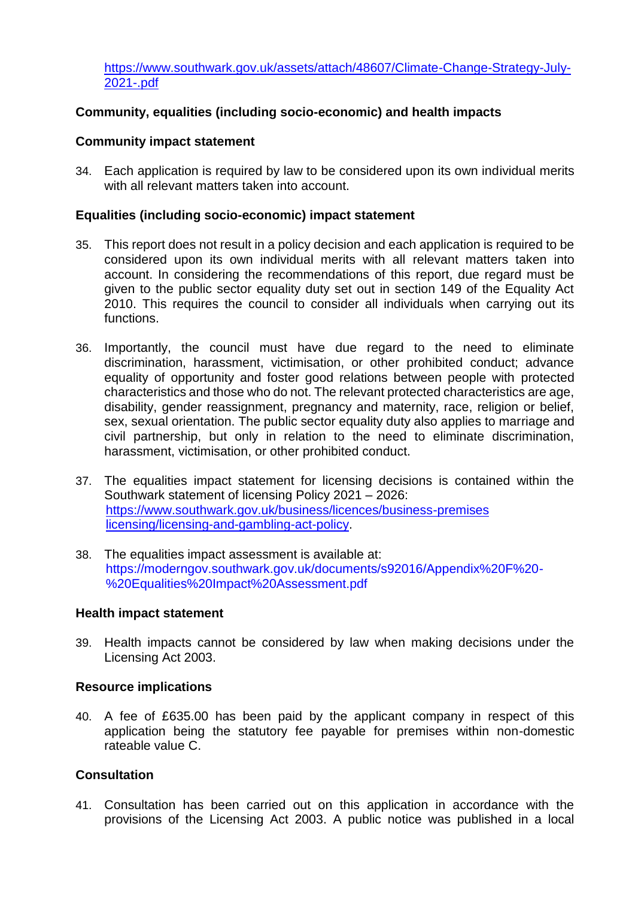https://www.southwark.gov.uk/assets/attach/48607/Climate-Change-Strategy-July-2021-.pdf

**Community, equalities (including socio-economic) and health impacts**

**Community impact statement**

34. Each application is required by law to be considered upon its own individual merits with all relevant matters taken into account.

**Equalities (including socio-economic) impact statement**

35. This report does not result in a policy decision and each application is required to be considered upon its own individual merits with all relevant matters taken into account. In considering the recommendations of this report, due regard must be given to the public sector equality duty set out in section 149 of the Equality Act 2010. This requires the council to consider all individuals when carrying out its functions.

36. Importantly, the council must have due regard to the need to eliminate discrimination, harassment, victimisation, or other prohibited conduct; advance equality of opportunity and foster good relations between people with protected characteristics and those who do not. The relevant protected characteristics are age, disability, gender reassignment, pregnancy and maternity, race, religion or belief, sex, sexual orientation. The public sector equality duty also applies to marriage and civil partnership, but only in relation to the need to eliminate discrimination, harassment, victimisation, or other prohibited conduct.

37. The equalities impact statement for licensing decisions is contained within the Southwark statement of licensing Policy 2021 – 2026: https://www.southwark.gov.uk/business/licences/business-premises licensing/licensing-and-gambling-act-policy.

38. The equalities impact assessment is available at: https://moderngov.southwark.gov.uk/documents/s92016/Appendix%20F%20-%20Equalities%20Impact%20Assessment.pdf

**Health impact statement**

39. Health impacts cannot be considered by law when making decisions under the Licensing Act 2003.

**Resource implications**

40. A fee of £635.00 has been paid by the applicant company in respect of this application being the statutory fee payable for premises within non-domestic rateable value C.

**Consultation**

41. Consultation has been carried out on this application in accordance with the provisions of the Licensing Act 2003. A public notice was published in a local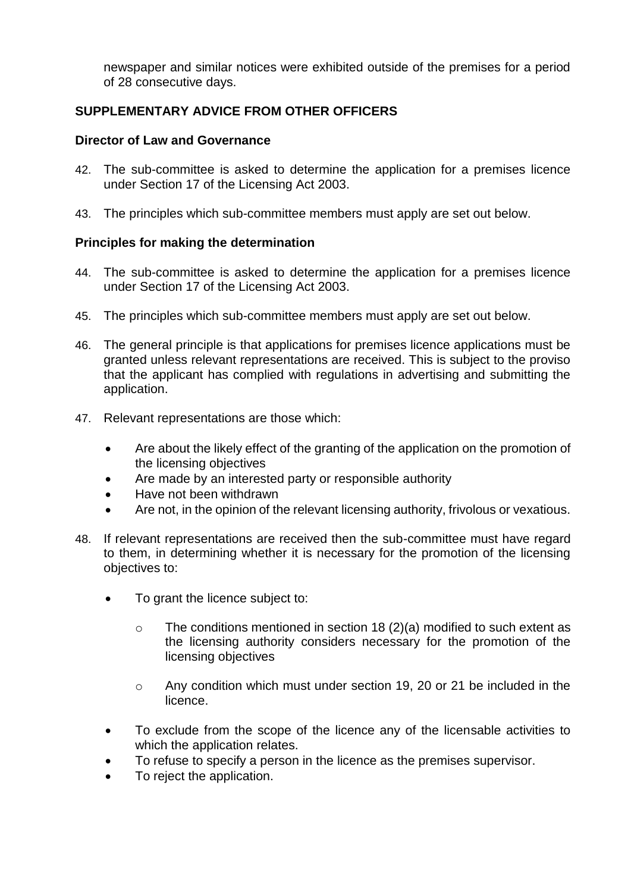newspaper and similar notices were exhibited outside of the premises for a period of 28 consecutive days.

## SUPPLEMENTARY ADVICE FROM OTHER OFFICERS

### Director of Law and Governance

42. The sub-committee is asked to determine the application for a premises licence under Section 17 of the Licensing Act 2003.

43. The principles which sub-committee members must apply are set out below.

### Principles for making the determination

44. The sub-committee is asked to determine the application for a premises licence under Section 17 of the Licensing Act 2003.

45. The principles which sub-committee members must apply are set out below.

46. The general principle is that applications for premises licence applications must be granted unless relevant representations are received. This is subject to the proviso that the applicant has complied with regulations in advertising and submitting the application.

47. Relevant representations are those which:

    - Are about the likely effect of the granting of the application on the promotion of the licensing objectives
    - Are made by an interested party or responsible authority
    - Have not been withdrawn
    - Are not, in the opinion of the relevant licensing authority, frivolous or vexatious.

48. If relevant representations are received then the sub-committee must have regard to them, in determining whether it is necessary for the promotion of the licensing objectives to:

    - To grant the licence subject to:
        - The conditions mentioned in section 18 (2)(a) modified to such extent as the licensing authority considers necessary for the promotion of the licensing objectives
        - Any condition which must under section 19, 20 or 21 be included in the licence.
    - To exclude from the scope of the licence any of the licensable activities to which the application relates.
    - To refuse to specify a person in the licence as the premises supervisor.
    - To reject the application.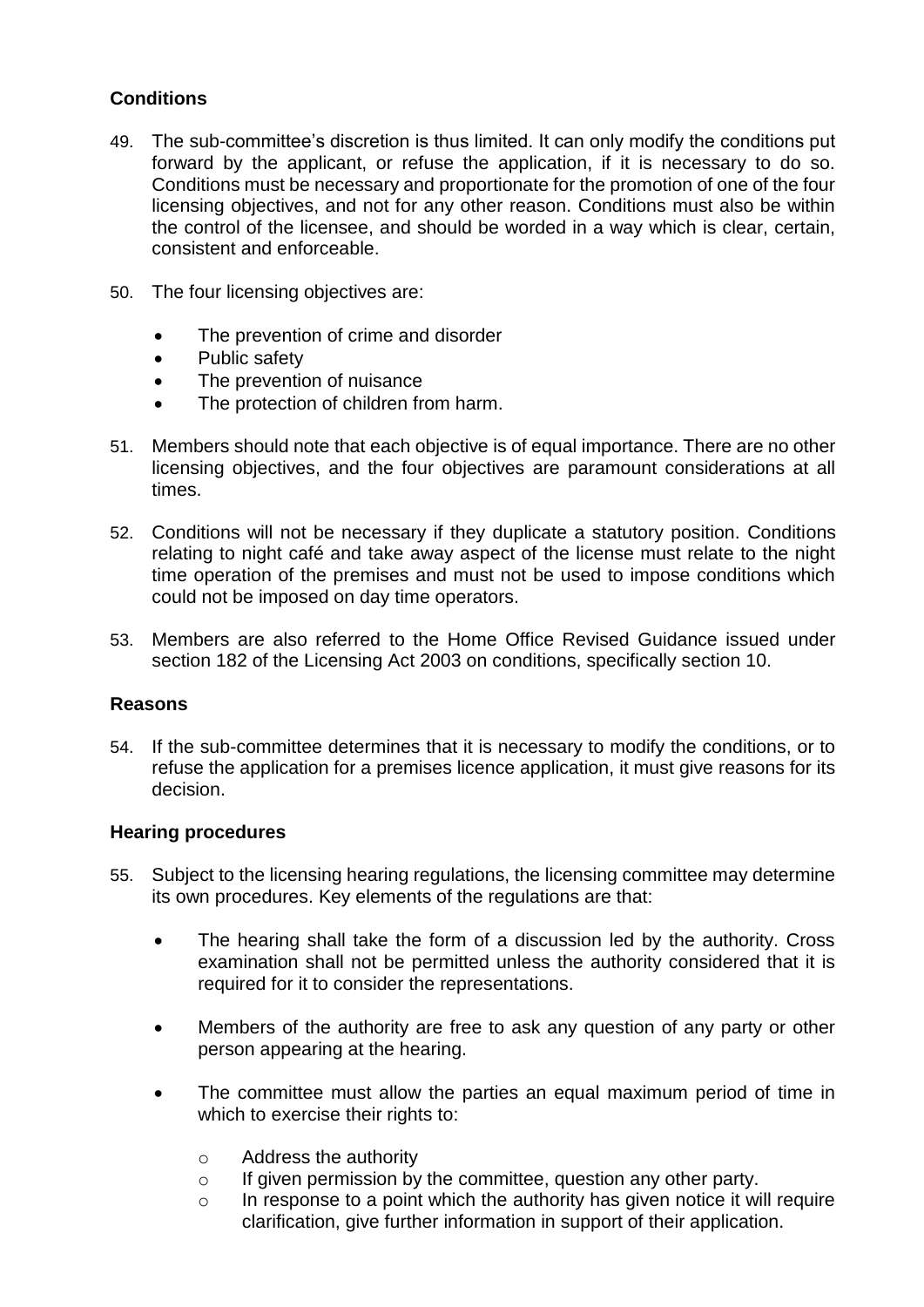## Conditions

49. The sub-committee's discretion is thus limited. It can only modify the conditions put forward by the applicant, or refuse the application, if it is necessary to do so. Conditions must be necessary and proportionate for the promotion of one of the four licensing objectives, and not for any other reason. Conditions must also be within the control of the licensee, and should be worded in a way which is clear, certain, consistent and enforceable.

50. The four licensing objectives are:

    - The prevention of crime and disorder
    - Public safety
    - The prevention of nuisance
    - The protection of children from harm.

51. Members should note that each objective is of equal importance. There are no other licensing objectives, and the four objectives are paramount considerations at all times.

52. Conditions will not be necessary if they duplicate a statutory position. Conditions relating to night café and take away aspect of the license must relate to the night time operation of the premises and must not be used to impose conditions which could not be imposed on day time operators.

53. Members are also referred to the Home Office Revised Guidance issued under section 182 of the Licensing Act 2003 on conditions, specifically section 10.

## Reasons

54. If the sub-committee determines that it is necessary to modify the conditions, or to refuse the application for a premises licence application, it must give reasons for its decision.

## Hearing procedures

55. Subject to the licensing hearing regulations, the licensing committee may determine its own procedures. Key elements of the regulations are that:

    - The hearing shall take the form of a discussion led by the authority. Cross examination shall not be permitted unless the authority considered that it is required for it to consider the representations.

    - Members of the authority are free to ask any question of any party or other person appearing at the hearing.

    - The committee must allow the parties an equal maximum period of time in which to exercise their rights to:

        - Address the authority
        - If given permission by the committee, question any other party.
        - In response to a point which the authority has given notice it will require clarification, give further information in support of their application.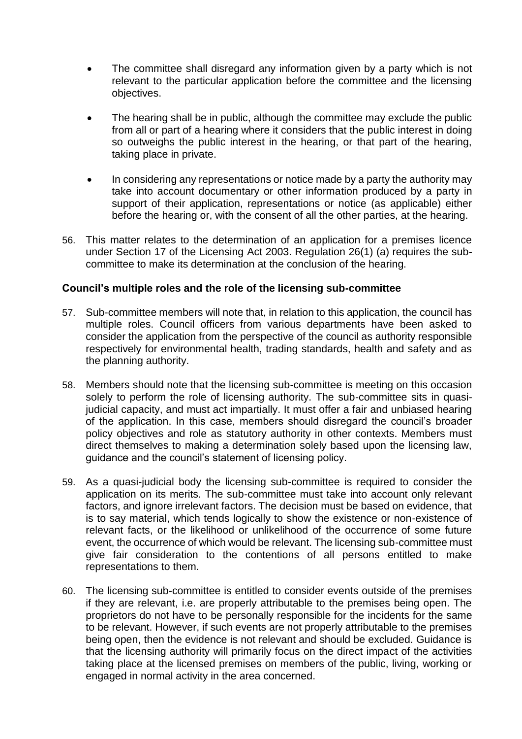- The committee shall disregard any information given by a party which is not relevant to the particular application before the committee and the licensing objectives.

- The hearing shall be in public, although the committee may exclude the public from all or part of a hearing where it considers that the public interest in doing so outweighs the public interest in the hearing, or that part of the hearing, taking place in private.

- In considering any representations or notice made by a party the authority may take into account documentary or other information produced by a party in support of their application, representations or notice (as applicable) either before the hearing or, with the consent of all the other parties, at the hearing.

56. This matter relates to the determination of an application for a premises licence under Section 17 of the Licensing Act 2003. Regulation 26(1) (a) requires the sub-committee to make its determination at the conclusion of the hearing.

**Council's multiple roles and the role of the licensing sub-committee**

57. Sub-committee members will note that, in relation to this application, the council has multiple roles. Council officers from various departments have been asked to consider the application from the perspective of the council as authority responsible respectively for environmental health, trading standards, health and safety and as the planning authority.

58. Members should note that the licensing sub-committee is meeting on this occasion solely to perform the role of licensing authority. The sub-committee sits in quasi-judicial capacity, and must act impartially. It must offer a fair and unbiased hearing of the application. In this case, members should disregard the council's broader policy objectives and role as statutory authority in other contexts. Members must direct themselves to making a determination solely based upon the licensing law, guidance and the council's statement of licensing policy.

59. As a quasi-judicial body the licensing sub-committee is required to consider the application on its merits. The sub-committee must take into account only relevant factors, and ignore irrelevant factors. The decision must be based on evidence, that is to say material, which tends logically to show the existence or non-existence of relevant facts, or the likelihood or unlikelihood of the occurrence of some future event, the occurrence of which would be relevant. The licensing sub-committee must give fair consideration to the contentions of all persons entitled to make representations to them.

60. The licensing sub-committee is entitled to consider events outside of the premises if they are relevant, i.e. are properly attributable to the premises being open. The proprietors do not have to be personally responsible for the incidents for the same to be relevant. However, if such events are not properly attributable to the premises being open, then the evidence is not relevant and should be excluded. Guidance is that the licensing authority will primarily focus on the direct impact of the activities taking place at the licensed premises on members of the public, living, working or engaged in normal activity in the area concerned.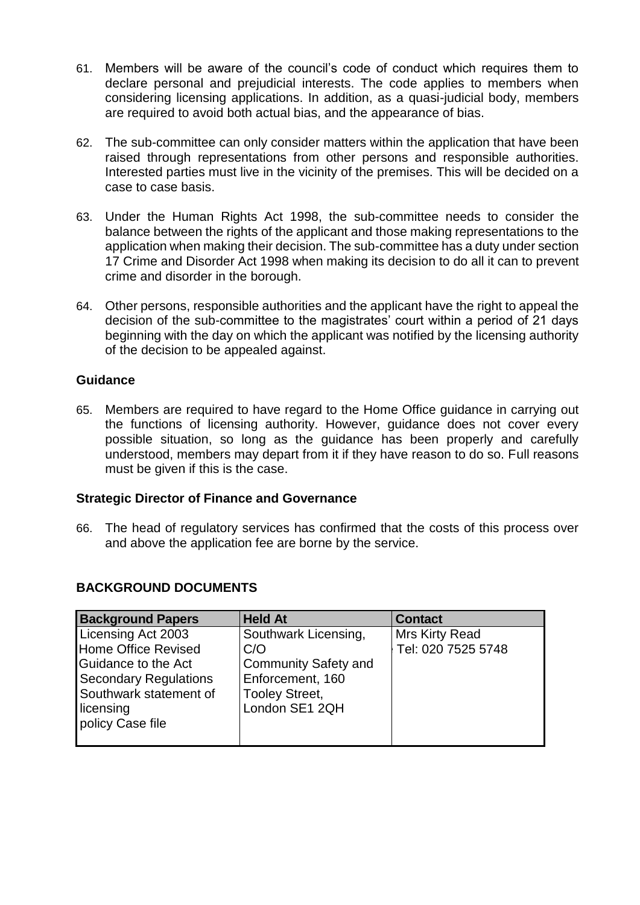61. Members will be aware of the council's code of conduct which requires them to declare personal and prejudicial interests. The code applies to members when considering licensing applications. In addition, as a quasi-judicial body, members are required to avoid both actual bias, and the appearance of bias.

62. The sub-committee can only consider matters within the application that have been raised through representations from other persons and responsible authorities. Interested parties must live in the vicinity of the premises. This will be decided on a case to case basis.

63. Under the Human Rights Act 1998, the sub-committee needs to consider the balance between the rights of the applicant and those making representations to the application when making their decision. The sub-committee has a duty under section 17 Crime and Disorder Act 1998 when making its decision to do all it can to prevent crime and disorder in the borough.

64. Other persons, responsible authorities and the applicant have the right to appeal the decision of the sub-committee to the magistrates' court within a period of 21 days beginning with the day on which the applicant was notified by the licensing authority of the decision to be appealed against.

**Guidance**

65. Members are required to have regard to the Home Office guidance in carrying out the functions of licensing authority. However, guidance does not cover every possible situation, so long as the guidance has been properly and carefully understood, members may depart from it if they have reason to do so. Full reasons must be given if this is the case.

**Strategic Director of Finance and Governance**

66. The head of regulatory services has confirmed that the costs of this process over and above the application fee are borne by the service.

## BACKGROUND DOCUMENTS

| Background Papers | Held At | Contact |
|---|---|---|
| Licensing Act 2003<br>Home Office Revised Guidance to the Act<br>Secondary Regulations<br>Southwark statement of licensing policy Case file | Southwark Licensing, C/O Community Safety and Enforcement, 160 Tooley Street, London SE1 2QH | Mrs Kirty Read<br>Tel: 020 7525 5748 |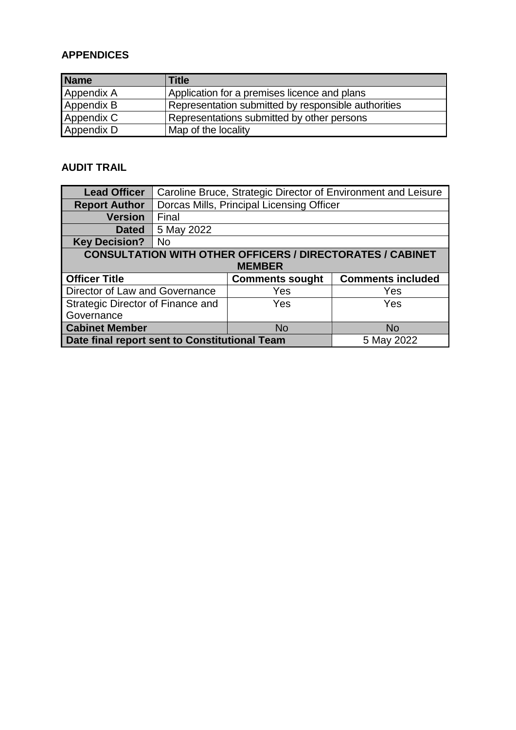## APPENDICES

| Name | Title |
|---|---|
| Appendix A | Application for a premises licence and plans |
| Appendix B | Representation submitted by responsible authorities |
| Appendix C | Representations submitted by other persons |
| Appendix D | Map of the locality |

## AUDIT TRAIL

| | | | |
|---|---|---|---|
| **Lead Officer** | Caroline Bruce, Strategic Director of Environment and Leisure | | |
| **Report Author** | Dorcas Mills, Principal Licensing Officer | | |
| **Version** | Final | | |
| **Dated** | 5 May 2022 | | |
| **Key Decision?** | No | | |
| **CONSULTATION WITH OTHER OFFICERS / DIRECTORATES / CABINET MEMBER** | | | |
| **Officer Title** | | **Comments sought** | **Comments included** |
| Director of Law and Governance | | Yes | Yes |
| Strategic Director of Finance and Governance | | Yes | Yes |
| **Cabinet Member** | | No | No |
| **Date final report sent to Constitutional Team** | | | 5 May 2022 |